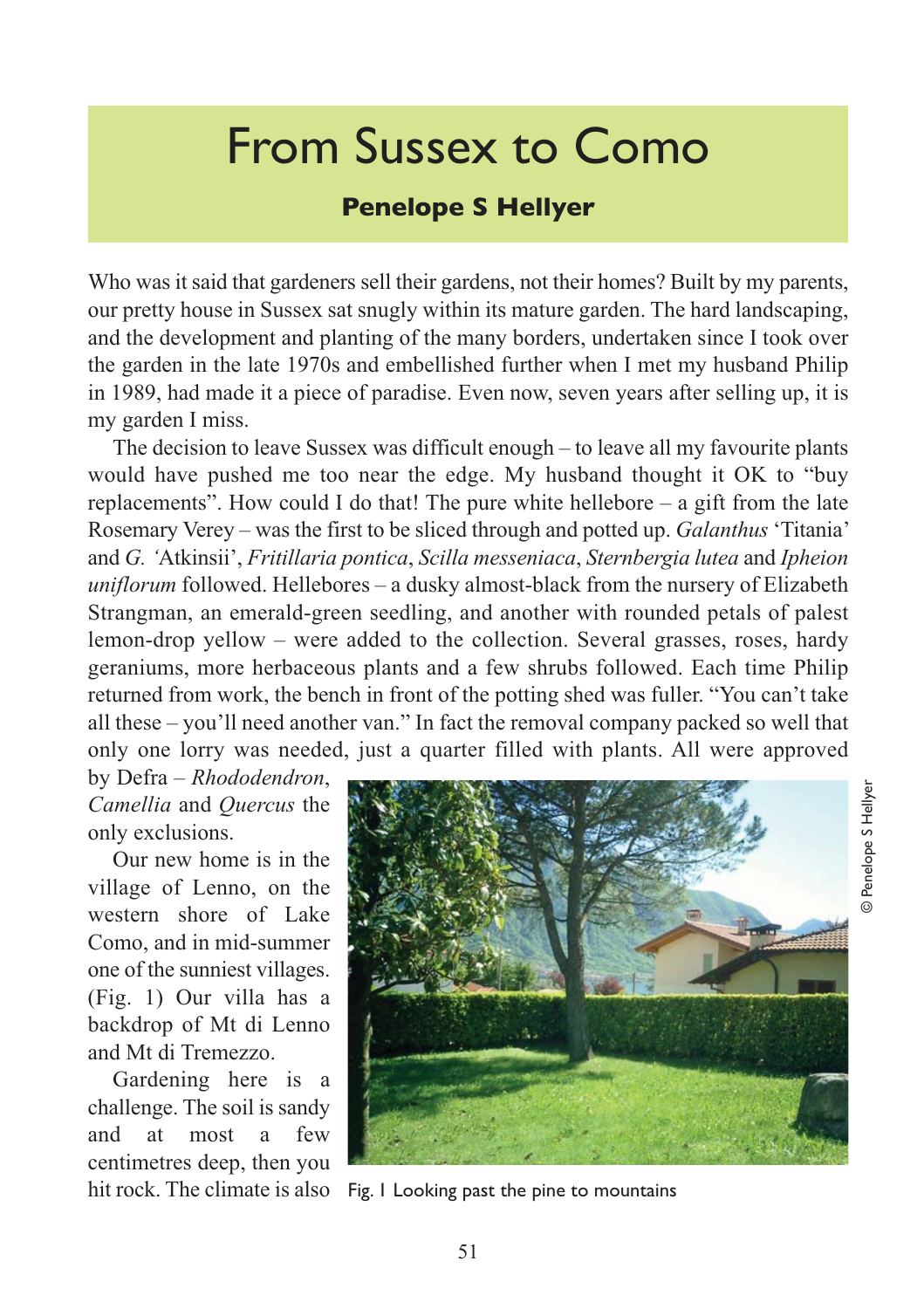# From Sussex to Como

## Penelope S Hellyer

Who was it said that gardeners sell their gardens, not their homes? Built by my parents, our pretty house in Sussex sat snugly within its mature garden. The hard landscaping, and the development and planting of the many borders, undertaken since I took over the garden in the late 1970s and embellished further when I met my husband Philip in 1989, had made it a piece of paradise. Even now, seven years after selling up, it is my garden I miss.

The decision to leave Sussex was difficult enough – to leave all my favourite plants would have pushed me too near the edge. My husband thought it OK to "buy replacements". How could I do that! The pure white hellebore – a gift from the late Rosemary Verey – was the first to be sliced through and potted up. *Galanthus* 'Titania' and *G.* 'Atkinsii', *Fritillaria pontica*, *Scilla messeniaca*, *Sternbergia lutea* and *Ipheion uniflorum* followed. Hellebores – a dusky almost-black from the nursery of Elizabeth Strangman, an emerald-green seedling, and another with rounded petals of palest lemon-drop yellow – were added to the collection. Several grasses, roses, hardy geraniums, more herbaceous plants and a few shrubs followed. Each time Philip returned from work, the bench in front of the potting shed was fuller. "You can't take all these – you'll need another van." In fact the removal company packed so well that only one lorry was needed, just a quarter filled with plants. All were approved by Defra – *Rhododendron*, *Camellia* and *Quercus* the only exclusions.

Our new home is in the village of Lenno, on the western shore of Lake Como, and in mid-summer one of the sunniest villages. (Fig. 1) Our villa has a backdrop of Mt di Lenno and Mt di Tremezzo.

Gardening here is a challenge. The soil is sandy and at most a few centimetres deep, then you hit rock. The climate is also

Fig. 1 Looking past the pine to mountains

© Penelope S Hellyer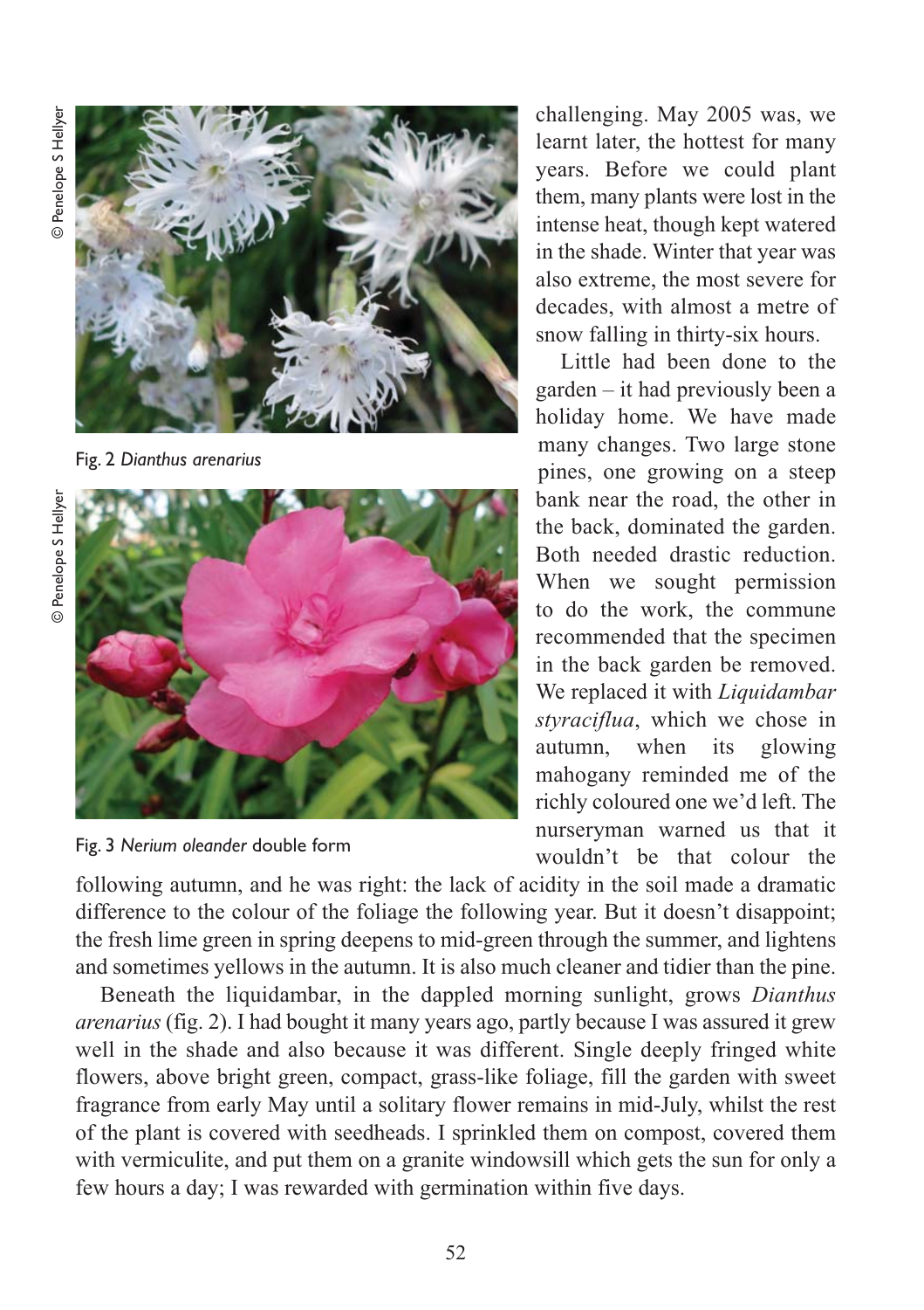© Penelope S Hellyer

Fig. 2 *Dianthus arenarius*

© Penelope S Hellyer

Fig. 3 *Nerium oleander* double form

challenging. May 2005 was, we learnt later, the hottest for many years. Before we could plant them, many plants were lost in the intense heat, though kept watered in the shade. Winter that year was also extreme, the most severe for decades, with almost a metre of snow falling in thirty-six hours.

Little had been done to the garden – it had previously been a holiday home. We have made many changes. Two large stone pines, one growing on a steep bank near the road, the other in the back, dominated the garden. Both needed drastic reduction. When we sought permission to do the work, the commune recommended that the specimen in the back garden be removed. We replaced it with *Liquidambar styraciflua*, which we chose in autumn, when its glowing mahogany reminded me of the richly coloured one we'd left. The nurseryman warned us that it wouldn't be that colour the following autumn, and he was right: the lack of acidity in the soil made a dramatic difference to the colour of the foliage the following year. But it doesn't disappoint; the fresh lime green in spring deepens to mid-green through the summer, and lightens and sometimes yellows in the autumn. It is also much cleaner and tidier than the pine.

Beneath the liquidambar, in the dappled morning sunlight, grows *Dianthus arenarius* (fig. 2). I had bought it many years ago, partly because I was assured it grew well in the shade and also because it was different. Single deeply fringed white flowers, above bright green, compact, grass-like foliage, fill the garden with sweet fragrance from early May until a solitary flower remains in mid-July, whilst the rest of the plant is covered with seedheads. I sprinkled them on compost, covered them with vermiculite, and put them on a granite windowsill which gets the sun for only a few hours a day; I was rewarded with germination within five days.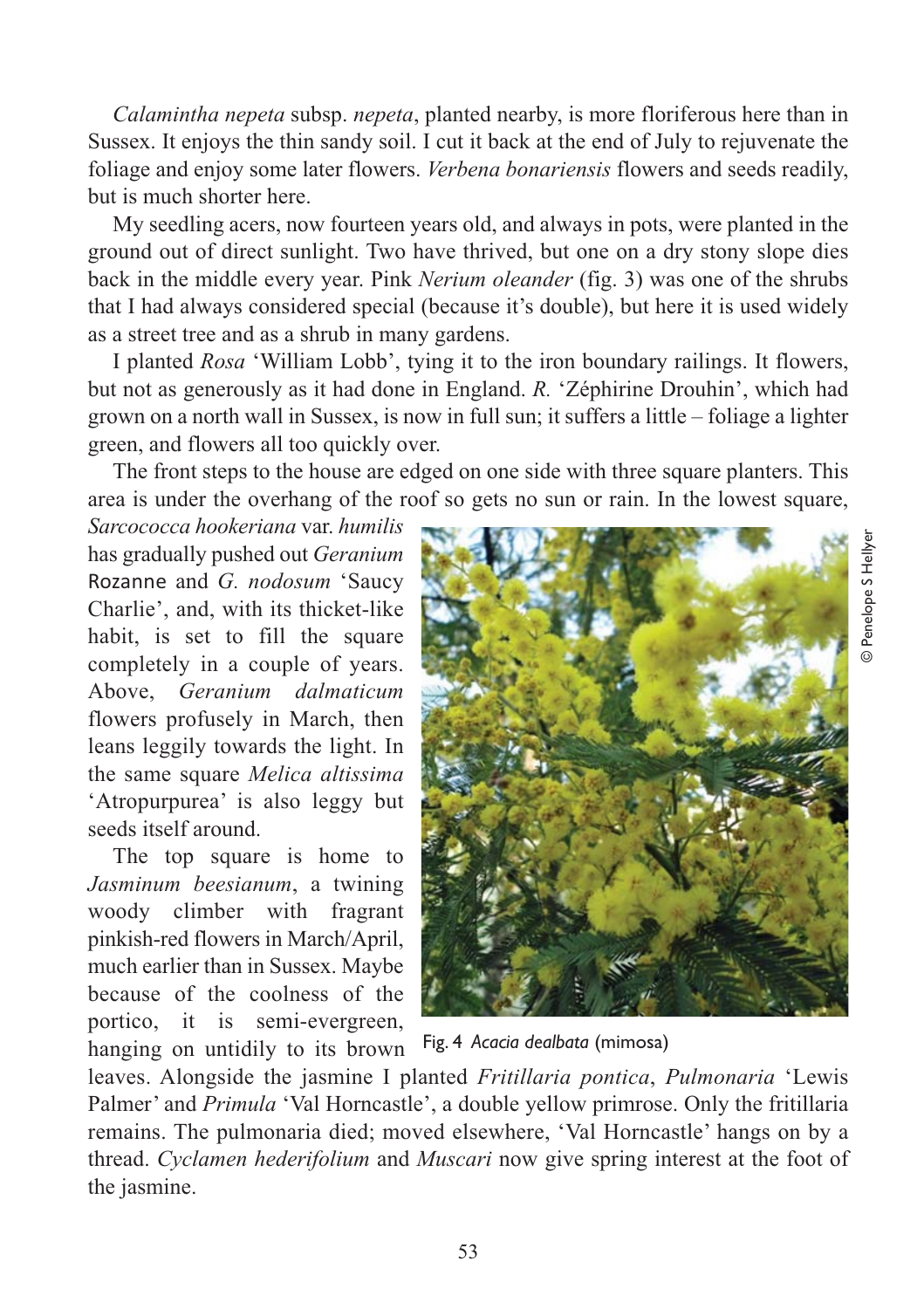*Calamintha nepeta* subsp. *nepeta*, planted nearby, is more floriferous here than in Sussex. It enjoys the thin sandy soil. I cut it back at the end of July to rejuvenate the foliage and enjoy some later flowers. *Verbena bonariensis* flowers and seeds readily, but is much shorter here.

My seedling acers, now fourteen years old, and always in pots, were planted in the ground out of direct sunlight. Two have thrived, but one on a dry stony slope dies back in the middle every year. Pink *Nerium oleander* (fig. 3) was one of the shrubs that I had always considered special (because it's double), but here it is used widely as a street tree and as a shrub in many gardens.

I planted *Rosa* 'William Lobb', tying it to the iron boundary railings. It flowers, but not as generously as it had done in England. *R.* 'Zéphirine Drouhin', which had grown on a north wall in Sussex, is now in full sun; it suffers a little – foliage a lighter green, and flowers all too quickly over.

The front steps to the house are edged on one side with three square planters. This area is under the overhang of the roof so gets no sun or rain. In the lowest square, *Sarcococca hookeriana* var. *humilis* has gradually pushed out *Geranium* Rozanne and *G. nodosum* 'Saucy Charlie', and, with its thicket-like habit, is set to fill the square completely in a couple of years. Above, *Geranium dalmaticum* flowers profusely in March, then leans leggily towards the light. In the same square *Melica altissima* 'Atropurpurea' is also leggy but seeds itself around.

The top square is home to *Jasminum beesianum*, a twining woody climber with fragrant pinkish-red flowers in March/April, much earlier than in Sussex. Maybe because of the coolness of the portico, it is semi-evergreen, hanging on untidily to its brown leaves. Alongside the jasmine I planted *Fritillaria pontica*, *Pulmonaria* 'Lewis Palmer' and *Primula* 'Val Horncastle', a double yellow primrose. Only the fritillaria remains. The pulmonaria died; moved elsewhere, 'Val Horncastle' hangs on by a thread. *Cyclamen hederifolium* and *Muscari* now give spring interest at the foot of the jasmine.

Fig. 4 *Acacia dealbata* (mimosa)

© Penelope S Hellyer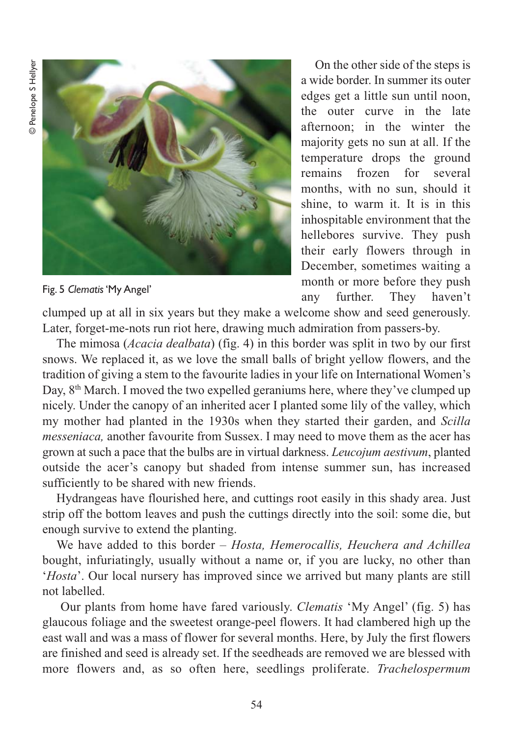Fig. 5 *Clematis* 'My Angel'

On the other side of the steps is a wide border. In summer its outer edges get a little sun until noon, the outer curve in the late afternoon; in the winter the majority gets no sun at all. If the temperature drops the ground remains frozen for several months, with no sun, should it shine, to warm it. It is in this inhospitable environment that the hellebores survive. They push their early flowers through in December, sometimes waiting a month or more before they push any further. They haven't clumped up at all in six years but they make a welcome show and seed generously. Later, forget-me-nots run riot here, drawing much admiration from passers-by.

The mimosa (*Acacia dealbata*) (fig. 4) in this border was split in two by our first snows. We replaced it, as we love the small balls of bright yellow flowers, and the tradition of giving a stem to the favourite ladies in your life on International Women's Day, 8th March. I moved the two expelled geraniums here, where they've clumped up nicely. Under the canopy of an inherited acer I planted some lily of the valley, which my mother had planted in the 1930s when they started their garden, and *Scilla messeniaca,* another favourite from Sussex. I may need to move them as the acer has grown at such a pace that the bulbs are in virtual darkness. *Leucojum aestivum*, planted outside the acer's canopy but shaded from intense summer sun, has increased sufficiently to be shared with new friends.

Hydrangeas have flourished here, and cuttings root easily in this shady area. Just strip off the bottom leaves and push the cuttings directly into the soil: some die, but enough survive to extend the planting.

We have added to this border – *Hosta, Hemerocallis, Heuchera and Achillea* bought, infuriatingly, usually without a name or, if you are lucky, no other than '*Hosta*'. Our local nursery has improved since we arrived but many plants are still not labelled.

Our plants from home have fared variously. *Clematis* 'My Angel' (fig. 5) has glaucous foliage and the sweetest orange-peel flowers. It had clambered high up the east wall and was a mass of flower for several months. Here, by July the first flowers are finished and seed is already set. If the seedheads are removed we are blessed with more flowers and, as so often here, seedlings proliferate. *Trachelospermum*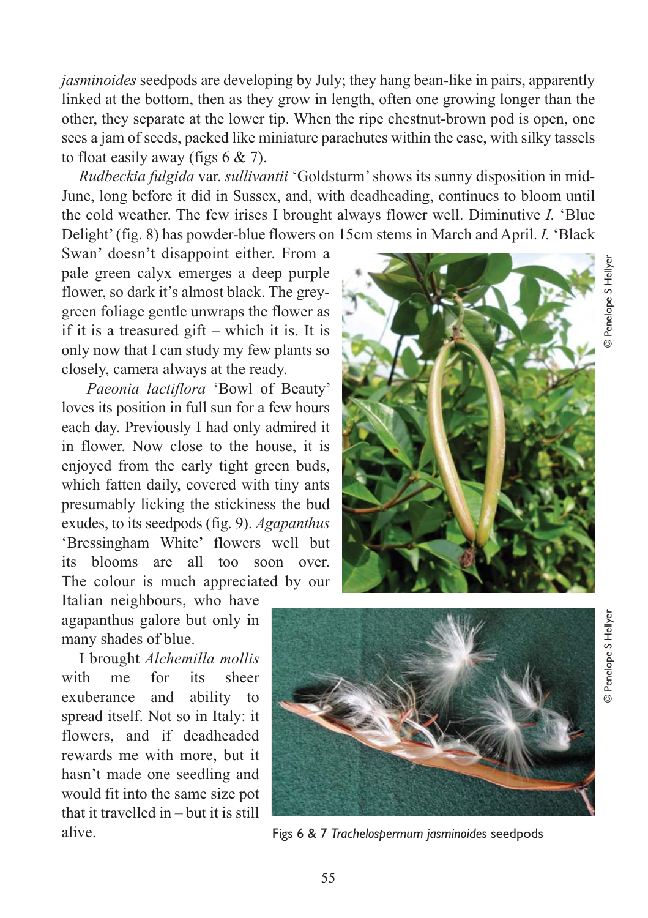*jasminoides* seedpods are developing by July; they hang bean-like in pairs, apparently linked at the bottom, then as they grow in length, often one growing longer than the other, they separate at the lower tip. When the ripe chestnut-brown pod is open, one sees a jam of seeds, packed like miniature parachutes within the case, with silky tassels to float easily away (figs 6 & 7).

*Rudbeckia fulgida* var. *sullivantii* 'Goldsturm' shows its sunny disposition in mid-June, long before it did in Sussex, and, with deadheading, continues to bloom until the cold weather. The few irises I brought always flower well. Diminutive *I.* 'Blue Delight' (fig. 8) has powder-blue flowers on 15cm stems in March and April. *I.* 'Black Swan' doesn't disappoint either. From a pale green calyx emerges a deep purple flower, so dark it's almost black. The grey-green foliage gentle unwraps the flower as if it is a treasured gift – which it is. It is only now that I can study my few plants so closely, camera always at the ready.

*Paeonia lactiflora* 'Bowl of Beauty' loves its position in full sun for a few hours each day. Previously I had only admired it in flower. Now close to the house, it is enjoyed from the early tight green buds, which fatten daily, covered with tiny ants presumably licking the stickiness the bud exudes, to its seedpods (fig. 9). *Agapanthus* 'Bressingham White' flowers well but its blooms are all too soon over. The colour is much appreciated by our Italian neighbours, who have agapanthus galore but only in many shades of blue.

I brought *Alchemilla mollis* with me for its sheer exuberance and ability to spread itself. Not so in Italy: it flowers, and if deadheaded rewards me with more, but it hasn't made one seedling and would fit into the same size pot that it travelled in – but it is still alive.

© Penelope S Hellyer

© Penelope S Hellyer

Figs 6 & 7 *Trachelospermum jasminoides* seedpods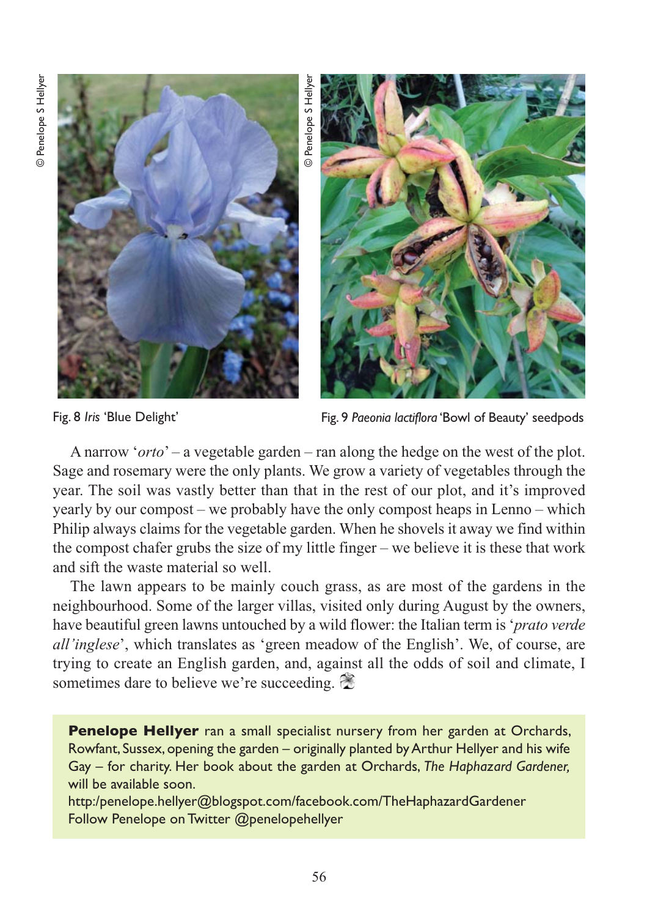Fig. 8 *Iris* 'Blue Delight'

Fig. 9 *Paeonia lactiflora* 'Bowl of Beauty' seedpods

A narrow '*orto*' – a vegetable garden – ran along the hedge on the west of the plot. Sage and rosemary were the only plants. We grow a variety of vegetables through the year. The soil was vastly better than that in the rest of our plot, and it's improved yearly by our compost – we probably have the only compost heaps in Lenno – which Philip always claims for the vegetable garden. When he shovels it away we find within the compost chafer grubs the size of my little finger – we believe it is these that work and sift the waste material so well.

The lawn appears to be mainly couch grass, as are most of the gardens in the neighbourhood. Some of the larger villas, visited only during August by the owners, have beautiful green lawns untouched by a wild flower: the Italian term is '*prato verde all'inglese*', which translates as 'green meadow of the English'. We, of course, are trying to create an English garden, and, against all the odds of soil and climate, I sometimes dare to believe we're succeeding.

**Penelope Hellyer** ran a small specialist nursery from her garden at Orchards, Rowfant, Sussex, opening the garden – originally planted by Arthur Hellyer and his wife Gay – for charity. Her book about the garden at Orchards, *The Haphazard Gardener,* will be available soon.
http:/penelope.hellyer@blogspot.com/facebook.com/TheHaphazardGardener
Follow Penelope on Twitter @penelopehellyer